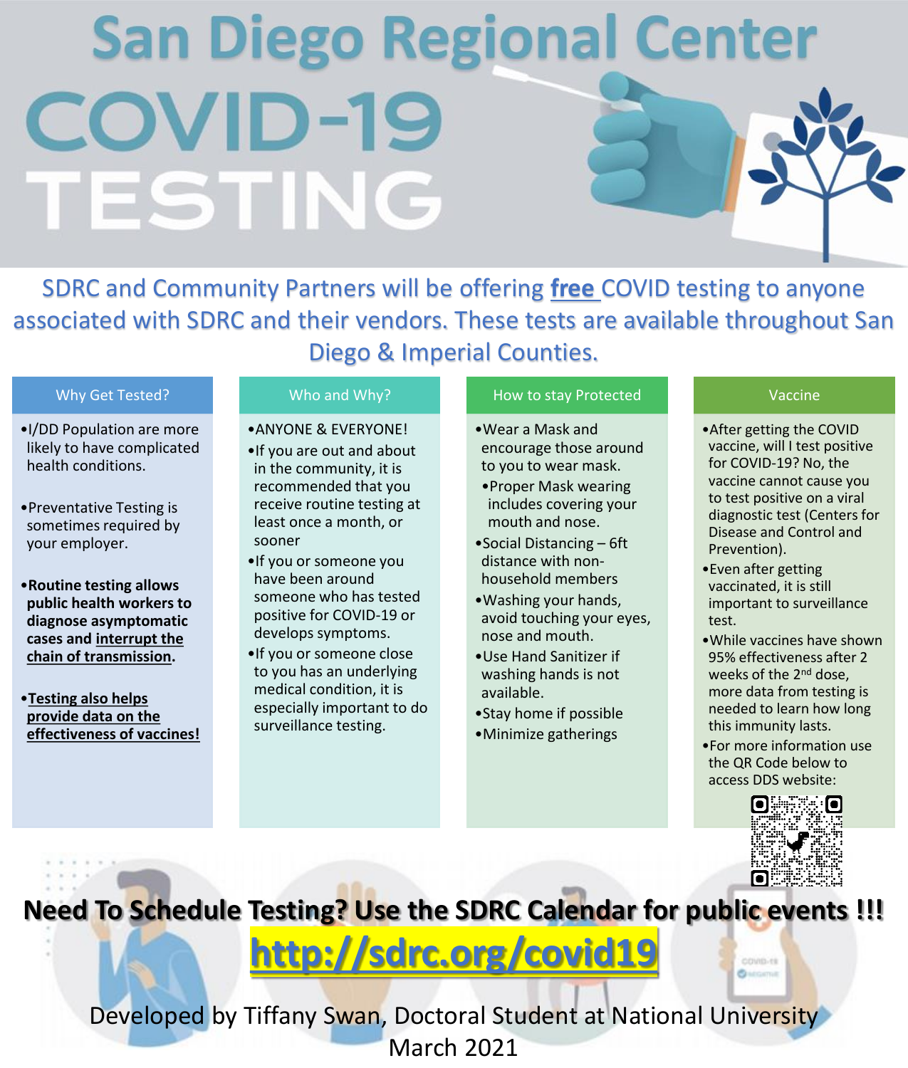# San Diego Regional Center

# COVID-19 TESTING

SDRC and Community Partners will be offering **free** COVID testing to anyone associated with SDRC and their vendors. These tests are available throughout San Diego & Imperial Counties.

## Why Get Tested?

- I/DD Population are more likely to have complicated health conditions.
- Preventative Testing is sometimes required by your employer.
- **Routine testing allows public health workers to diagnose asymptomatic cases and interrupt the chain of transmission.**
- **Testing also helps provide data on the effectiveness of vaccines!**

## Who and Why?

- ANYONE & EVERYONE!
- If you are out and about in the community, it is recommended that you receive routine testing at least once a month, or sooner
- If you or someone you have been around someone who has tested positive for COVID-19 or develops symptoms.
- If you or someone close to you has an underlying medical condition, it is especially important to do surveillance testing.

## How to stay Protected

- Wear a Mask and encourage those around to you to wear mask.
  - Proper Mask wearing includes covering your mouth and nose.
- Social Distancing – 6ft distance with non-household members
- Washing your hands, avoid touching your eyes, nose and mouth.
- Use Hand Sanitizer if washing hands is not available.
- Stay home if possible
- Minimize gatherings

## Vaccine

- After getting the COVID vaccine, will I test positive for COVID-19? No, the vaccine cannot cause you to test positive on a viral diagnostic test (Centers for Disease and Control and Prevention).
- Even after getting vaccinated, it is still important to surveillance test.
- While vaccines have shown 95% effectiveness after 2 weeks of the 2nd dose, more data from testing is needed to learn how long this immunity lasts.
- For more information use the QR Code below to access DDS website:

**Need To Schedule Testing? Use the SDRC Calendar for public events !!!**

**http://sdrc.org/covid19**

Developed by Tiffany Swan, Doctoral Student at National University

March 2021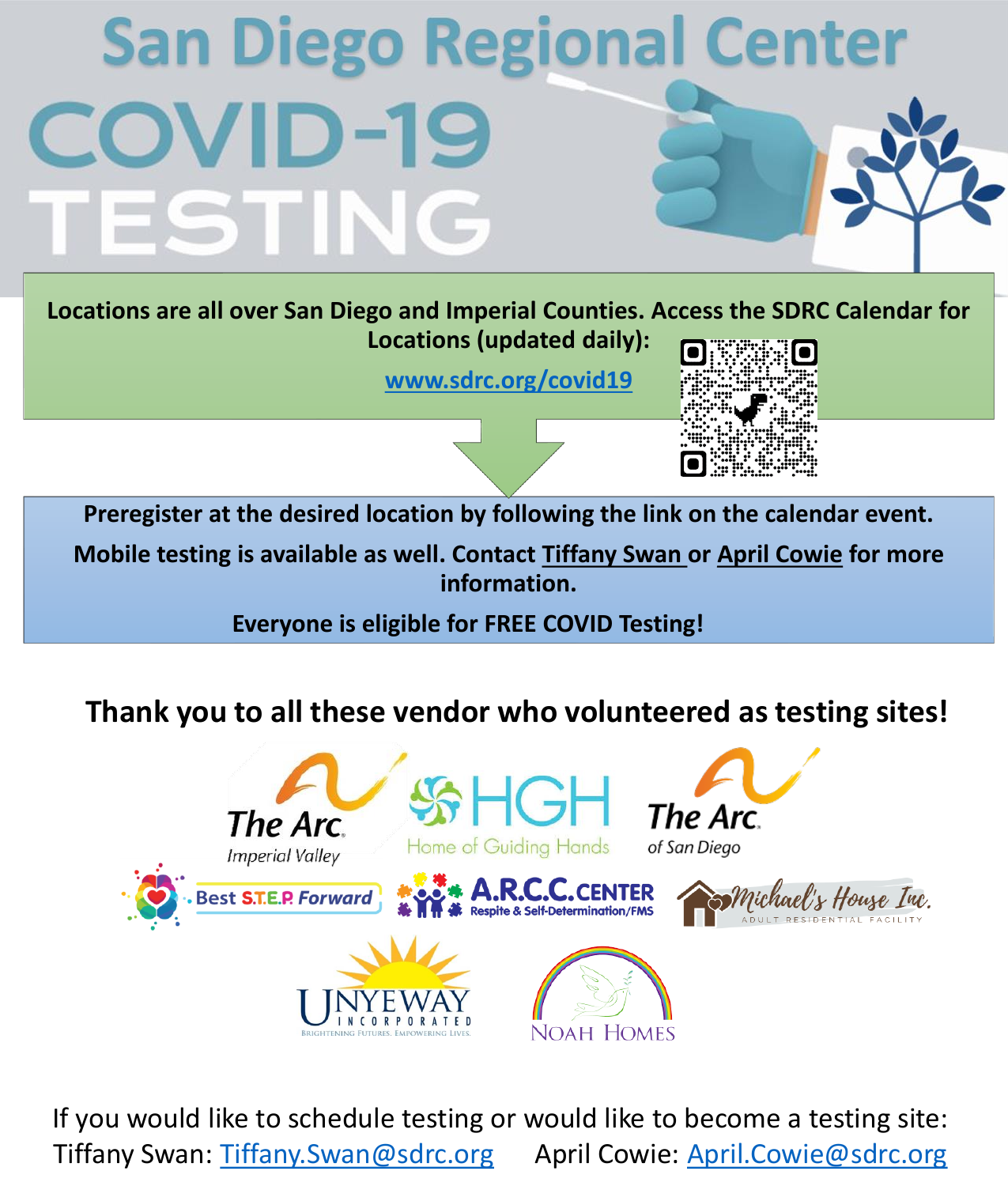# San Diego Regional Center

# COVID-19 TESTING

**Locations are all over San Diego and Imperial Counties. Access the SDRC Calendar for Locations (updated daily):**

**[www.sdrc.org/covid19](http://www.sdrc.org/covid19)**

**Preregister at the desired location by following the link on the calendar event.**

**Mobile testing is available as well. Contact Tiffany Swan or April Cowie for more information.**

**Everyone is eligible for FREE COVID Testing!**

## Thank you to all these vendor who volunteered as testing sites!

- The Arc Imperial Valley
- HGH Home of Guiding Hands
- The Arc of San Diego
- Best S.T.E.P. Forward
- A.R.C.C. Center Respite & Self-Determination/FMS
- Michael's House Inc. Adult Residential Facility
- Unyeway Incorporated – Brightening Futures, Empowering Lives.
- Noah Homes

If you would like to schedule testing or would like to become a testing site:
Tiffany Swan: Tiffany.Swan@sdrc.org   April Cowie: April.Cowie@sdrc.org